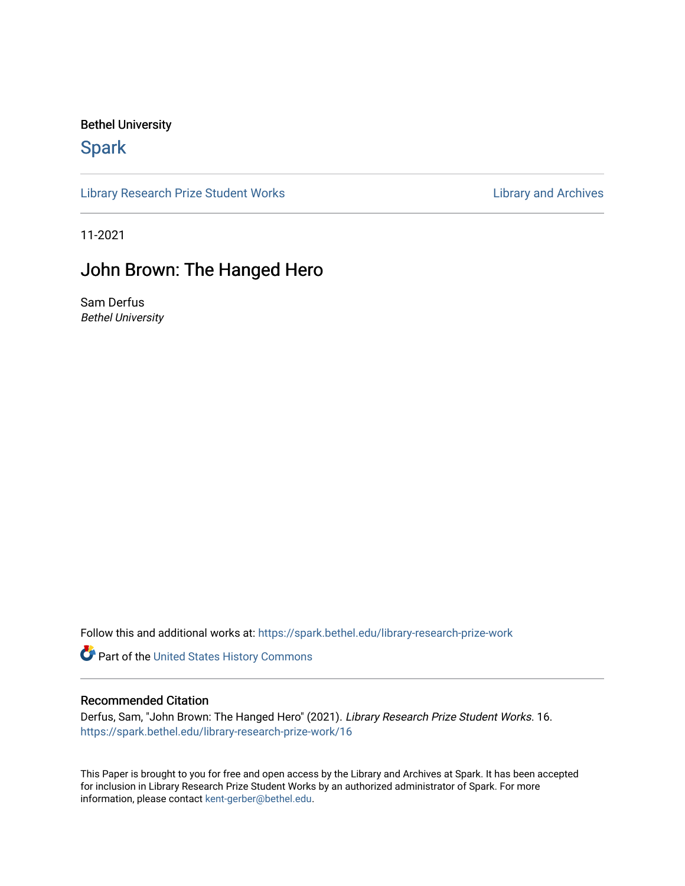Bethel University

# Spark

Library Research Prize Student Works | Library and Archives

11-2021

## John Brown: The Hanged Hero

Sam Derfus
*Bethel University*

Follow this and additional works at: https://spark.bethel.edu/library-research-prize-work

Part of the United States History Commons

### Recommended Citation

Derfus, Sam, "John Brown: The Hanged Hero" (2021). *Library Research Prize Student Works*. 16.
https://spark.bethel.edu/library-research-prize-work/16

This Paper is brought to you for free and open access by the Library and Archives at Spark. It has been accepted for inclusion in Library Research Prize Student Works by an authorized administrator of Spark. For more information, please contact kent-gerber@bethel.edu.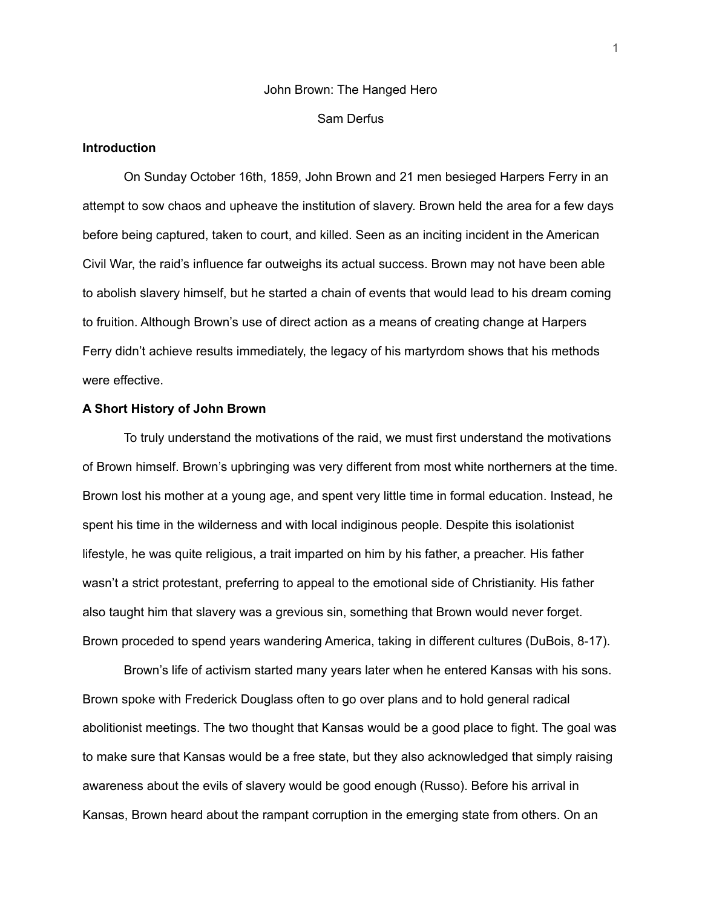# John Brown: The Hanged Hero

Sam Derfus

## Introduction

On Sunday October 16th, 1859, John Brown and 21 men besieged Harpers Ferry in an attempt to sow chaos and upheave the institution of slavery. Brown held the area for a few days before being captured, taken to court, and killed. Seen as an inciting incident in the American Civil War, the raid's influence far outweighs its actual success. Brown may not have been able to abolish slavery himself, but he started a chain of events that would lead to his dream coming to fruition. Although Brown's use of direct action as a means of creating change at Harpers Ferry didn't achieve results immediately, the legacy of his martyrdom shows that his methods were effective.

## A Short History of John Brown

To truly understand the motivations of the raid, we must first understand the motivations of Brown himself. Brown's upbringing was very different from most white northerners at the time. Brown lost his mother at a young age, and spent very little time in formal education. Instead, he spent his time in the wilderness and with local indiginous people. Despite this isolationist lifestyle, he was quite religious, a trait imparted on him by his father, a preacher. His father wasn't a strict protestant, preferring to appeal to the emotional side of Christianity. His father also taught him that slavery was a grevious sin, something that Brown would never forget. Brown proceeded to spend years wandering America, taking in different cultures (DuBois, 8-17).

Brown's life of activism started many years later when he entered Kansas with his sons. Brown spoke with Frederick Douglass often to go over plans and to hold general radical abolitionist meetings. The two thought that Kansas would be a good place to fight. The goal was to make sure that Kansas would be a free state, but they also acknowledged that simply raising awareness about the evils of slavery would be good enough (Russo). Before his arrival in Kansas, Brown heard about the rampant corruption in the emerging state from others. On an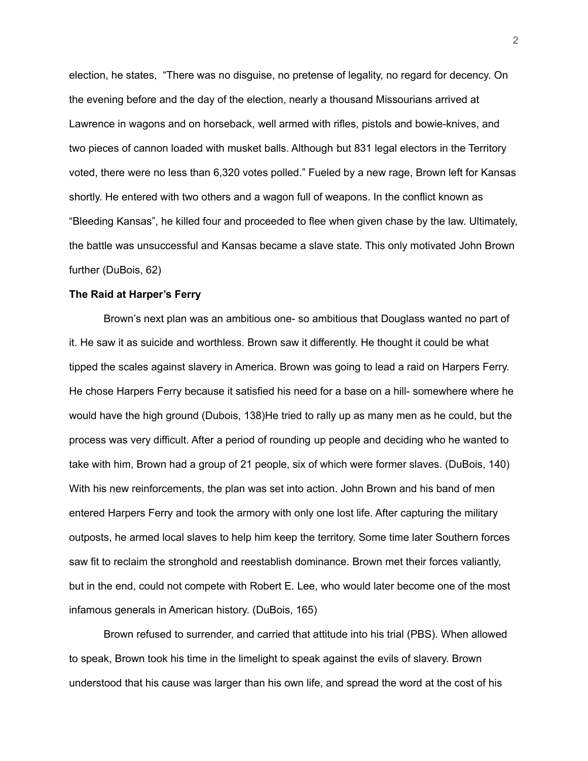election, he states,  "There was no disguise, no pretense of legality, no regard for decency. On the evening before and the day of the election, nearly a thousand Missourians arrived at Lawrence in wagons and on horseback, well armed with rifles, pistols and bowie-knives, and two pieces of cannon loaded with musket balls. Although but 831 legal electors in the Territory voted, there were no less than 6,320 votes polled." Fueled by a new rage, Brown left for Kansas shortly. He entered with two others and a wagon full of weapons. In the conflict known as "Bleeding Kansas", he killed four and proceeded to flee when given chase by the law. Ultimately, the battle was unsuccessful and Kansas became a slave state. This only motivated John Brown further (DuBois, 62)

**The Raid at Harper's Ferry**

Brown's next plan was an ambitious one- so ambitious that Douglass wanted no part of it. He saw it as suicide and worthless. Brown saw it differently. He thought it could be what tipped the scales against slavery in America. Brown was going to lead a raid on Harpers Ferry. He chose Harpers Ferry because it satisfied his need for a base on a hill- somewhere where he would have the high ground (Dubois, 138)He tried to rally up as many men as he could, but the process was very difficult. After a period of rounding up people and deciding who he wanted to take with him, Brown had a group of 21 people, six of which were former slaves. (DuBois, 140) With his new reinforcements, the plan was set into action. John Brown and his band of men entered Harpers Ferry and took the armory with only one lost life. After capturing the military outposts, he armed local slaves to help him keep the territory. Some time later Southern forces saw fit to reclaim the stronghold and reestablish dominance. Brown met their forces valiantly, but in the end, could not compete with Robert E. Lee, who would later become one of the most infamous generals in American history. (DuBois, 165)

Brown refused to surrender, and carried that attitude into his trial (PBS). When allowed to speak, Brown took his time in the limelight to speak against the evils of slavery. Brown understood that his cause was larger than his own life, and spread the word at the cost of his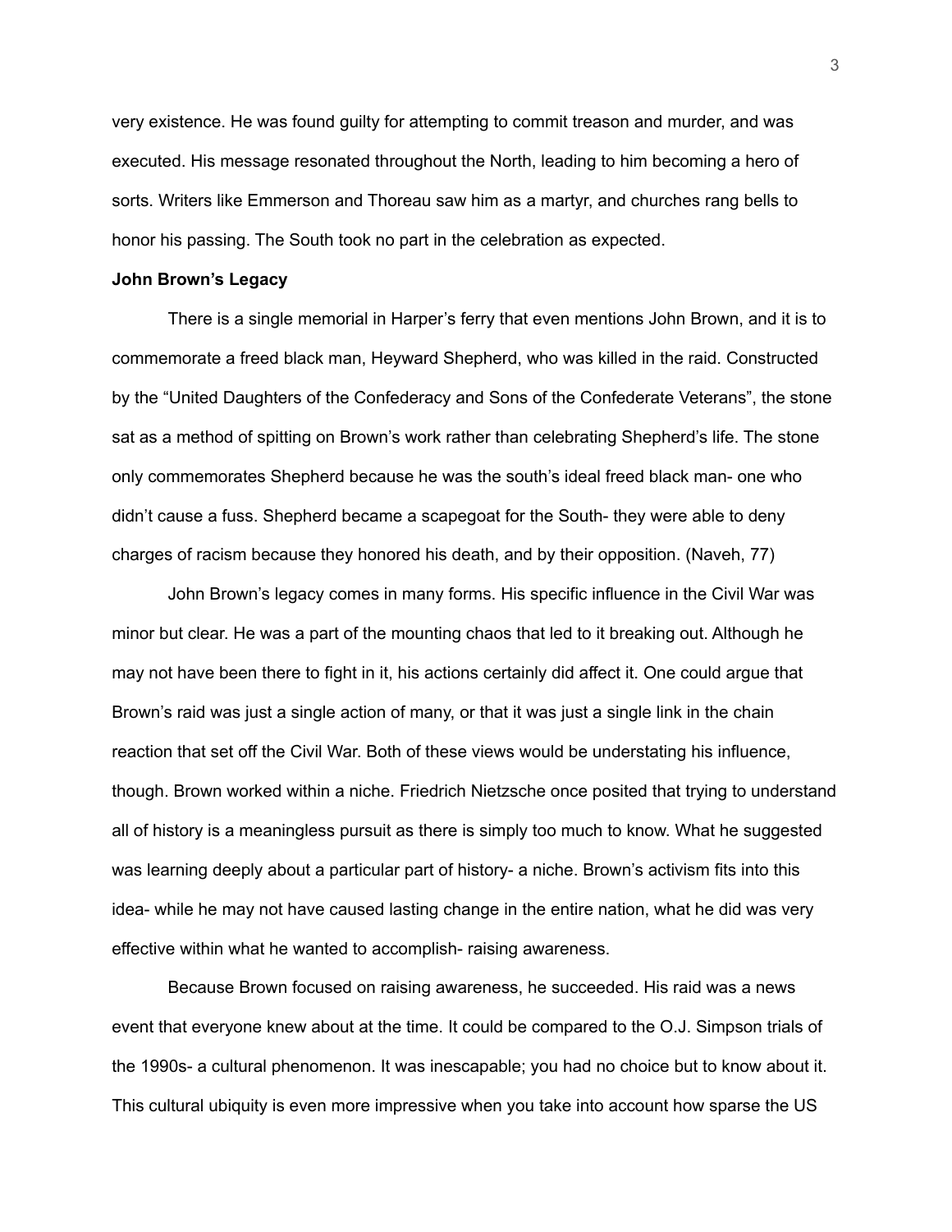very existence. He was found guilty for attempting to commit treason and murder, and was executed. His message resonated throughout the North, leading to him becoming a hero of sorts. Writers like Emmerson and Thoreau saw him as a martyr, and churches rang bells to honor his passing. The South took no part in the celebration as expected.

**John Brown's Legacy**

There is a single memorial in Harper's ferry that even mentions John Brown, and it is to commemorate a freed black man, Heyward Shepherd, who was killed in the raid. Constructed by the "United Daughters of the Confederacy and Sons of the Confederate Veterans", the stone sat as a method of spitting on Brown's work rather than celebrating Shepherd's life. The stone only commemorates Shepherd because he was the south's ideal freed black man- one who didn't cause a fuss. Shepherd became a scapegoat for the South- they were able to deny charges of racism because they honored his death, and by their opposition. (Naveh, 77)

John Brown's legacy comes in many forms. His specific influence in the Civil War was minor but clear. He was a part of the mounting chaos that led to it breaking out. Although he may not have been there to fight in it, his actions certainly did affect it. One could argue that Brown's raid was just a single action of many, or that it was just a single link in the chain reaction that set off the Civil War. Both of these views would be understating his influence, though. Brown worked within a niche. Friedrich Nietzsche once posited that trying to understand all of history is a meaningless pursuit as there is simply too much to know. What he suggested was learning deeply about a particular part of history- a niche. Brown's activism fits into this idea- while he may not have caused lasting change in the entire nation, what he did was very effective within what he wanted to accomplish- raising awareness.

Because Brown focused on raising awareness, he succeeded. His raid was a news event that everyone knew about at the time. It could be compared to the O.J. Simpson trials of the 1990s- a cultural phenomenon. It was inescapable; you had no choice but to know about it. This cultural ubiquity is even more impressive when you take into account how sparse the US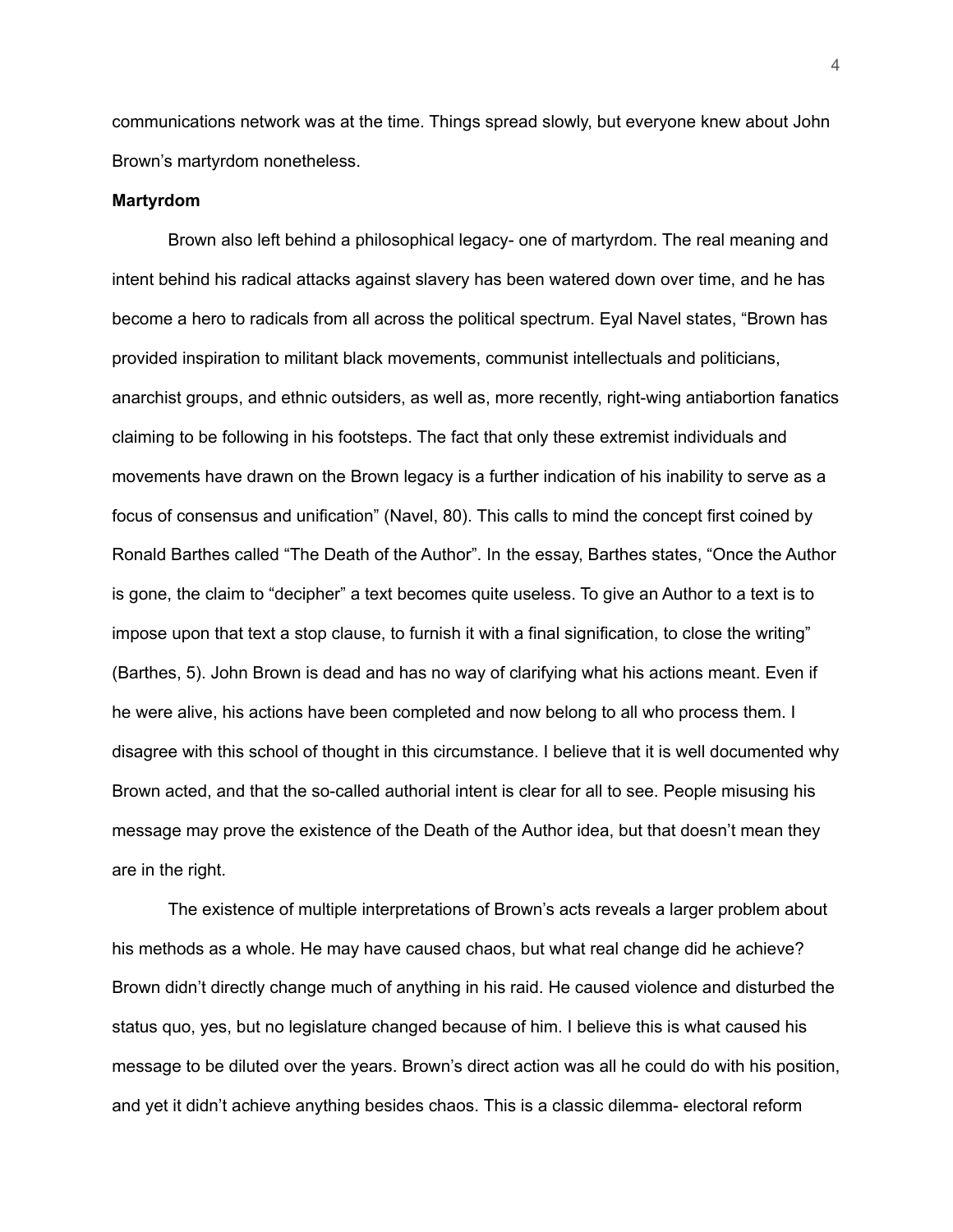communications network was at the time. Things spread slowly, but everyone knew about John Brown's martyrdom nonetheless.

**Martyrdom**

Brown also left behind a philosophical legacy- one of martyrdom. The real meaning and intent behind his radical attacks against slavery has been watered down over time, and he has become a hero to radicals from all across the political spectrum. Eyal Navel states, "Brown has provided inspiration to militant black movements, communist intellectuals and politicians, anarchist groups, and ethnic outsiders, as well as, more recently, right-wing antiabortion fanatics claiming to be following in his footsteps. The fact that only these extremist individuals and movements have drawn on the Brown legacy is a further indication of his inability to serve as a focus of consensus and unification" (Navel, 80). This calls to mind the concept first coined by Ronald Barthes called "The Death of the Author". In the essay, Barthes states, "Once the Author is gone, the claim to "decipher" a text becomes quite useless. To give an Author to a text is to impose upon that text a stop clause, to furnish it with a final signification, to close the writing" (Barthes, 5). John Brown is dead and has no way of clarifying what his actions meant. Even if he were alive, his actions have been completed and now belong to all who process them. I disagree with this school of thought in this circumstance. I believe that it is well documented why Brown acted, and that the so-called authorial intent is clear for all to see. People misusing his message may prove the existence of the Death of the Author idea, but that doesn't mean they are in the right.

The existence of multiple interpretations of Brown's acts reveals a larger problem about his methods as a whole. He may have caused chaos, but what real change did he achieve? Brown didn't directly change much of anything in his raid. He caused violence and disturbed the status quo, yes, but no legislature changed because of him. I believe this is what caused his message to be diluted over the years. Brown's direct action was all he could do with his position, and yet it didn't achieve anything besides chaos. This is a classic dilemma- electoral reform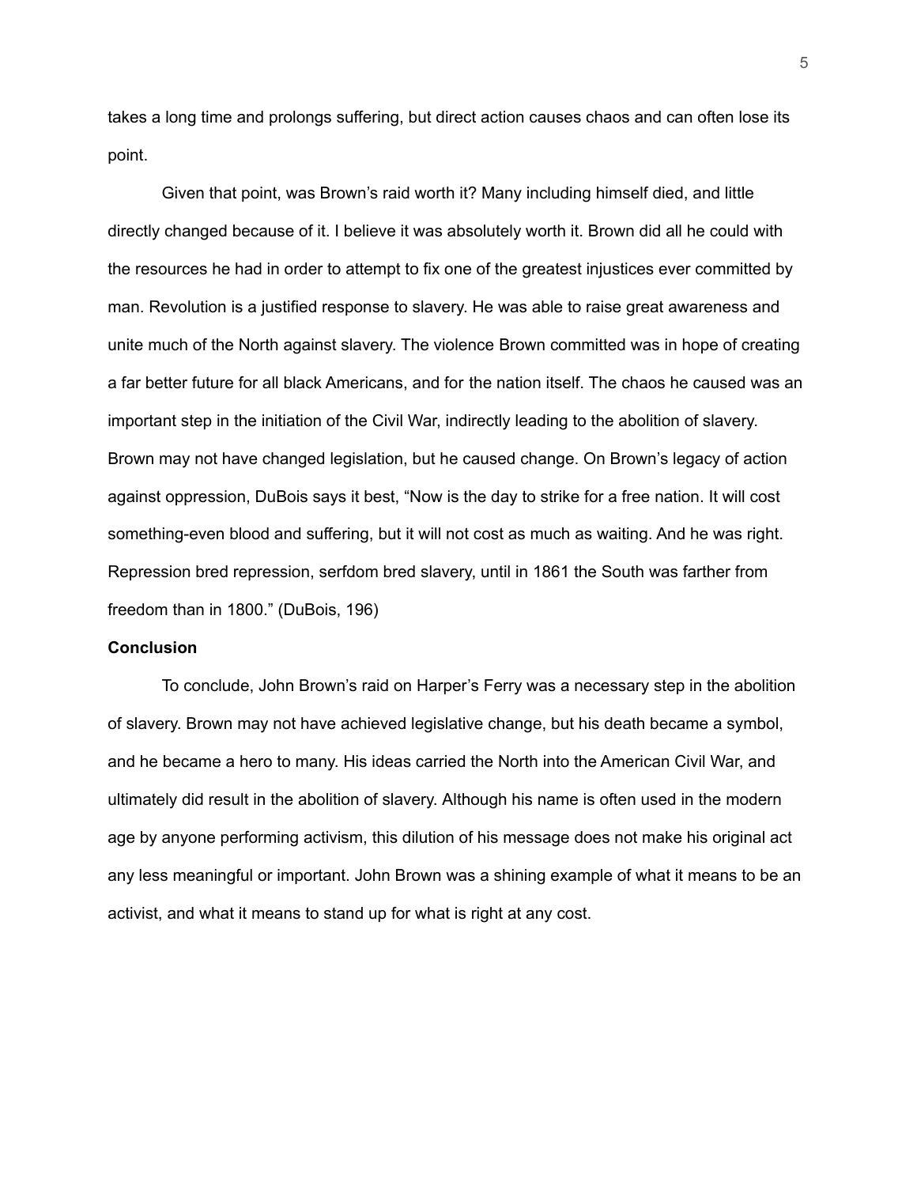takes a long time and prolongs suffering, but direct action causes chaos and can often lose its point.

Given that point, was Brown's raid worth it? Many including himself died, and little directly changed because of it. I believe it was absolutely worth it. Brown did all he could with the resources he had in order to attempt to fix one of the greatest injustices ever committed by man. Revolution is a justified response to slavery. He was able to raise great awareness and unite much of the North against slavery. The violence Brown committed was in hope of creating a far better future for all black Americans, and for the nation itself. The chaos he caused was an important step in the initiation of the Civil War, indirectly leading to the abolition of slavery. Brown may not have changed legislation, but he caused change. On Brown's legacy of action against oppression, DuBois says it best, "Now is the day to strike for a free nation. It will cost something-even blood and suffering, but it will not cost as much as waiting. And he was right. Repression bred repression, serfdom bred slavery, until in 1861 the South was farther from freedom than in 1800." (DuBois, 196)

**Conclusion**

To conclude, John Brown's raid on Harper's Ferry was a necessary step in the abolition of slavery. Brown may not have achieved legislative change, but his death became a symbol, and he became a hero to many. His ideas carried the North into the American Civil War, and ultimately did result in the abolition of slavery. Although his name is often used in the modern age by anyone performing activism, this dilution of his message does not make his original act any less meaningful or important. John Brown was a shining example of what it means to be an activist, and what it means to stand up for what is right at any cost.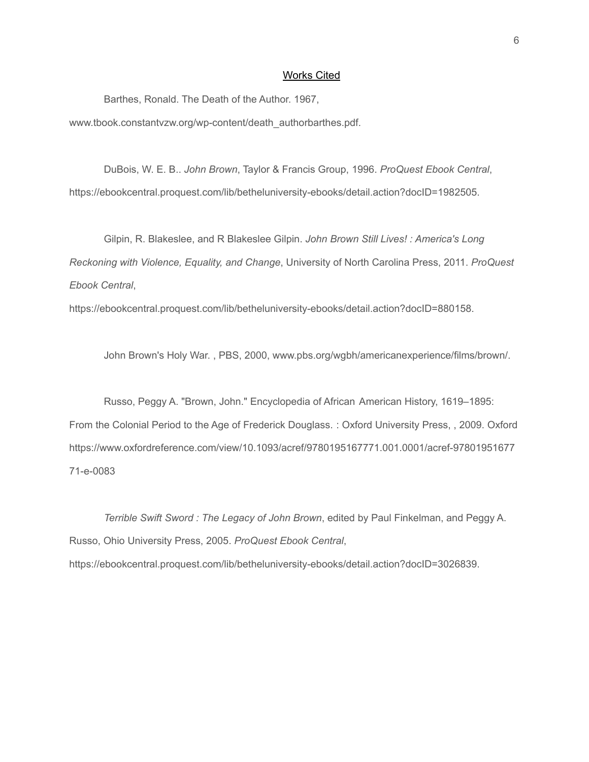## Works Cited

Barthes, Ronald. The Death of the Author. 1967, www.tbook.constantvzw.org/wp-content/death_authorbarthes.pdf.

DuBois, W. E. B.. *John Brown*, Taylor & Francis Group, 1996. *ProQuest Ebook Central*, https://ebookcentral.proquest.com/lib/betheluniversity-ebooks/detail.action?docID=1982505.

Gilpin, R. Blakeslee, and R Blakeslee Gilpin. *John Brown Still Lives! : America's Long Reckoning with Violence, Equality, and Change*, University of North Carolina Press, 2011. *ProQuest Ebook Central*, https://ebookcentral.proquest.com/lib/betheluniversity-ebooks/detail.action?docID=880158.

John Brown's Holy War. , PBS, 2000, www.pbs.org/wgbh/americanexperience/films/brown/.

Russo, Peggy A. "Brown, John." Encyclopedia of African American History, 1619–1895: From the Colonial Period to the Age of Frederick Douglass. : Oxford University Press, , 2009. Oxford https://www.oxfordreference.com/view/10.1093/acref/9780195167771.001.0001/acref-9780195167771-e-0083

*Terrible Swift Sword : The Legacy of John Brown*, edited by Paul Finkelman, and Peggy A. Russo, Ohio University Press, 2005. *ProQuest Ebook Central*, https://ebookcentral.proquest.com/lib/betheluniversity-ebooks/detail.action?docID=3026839.